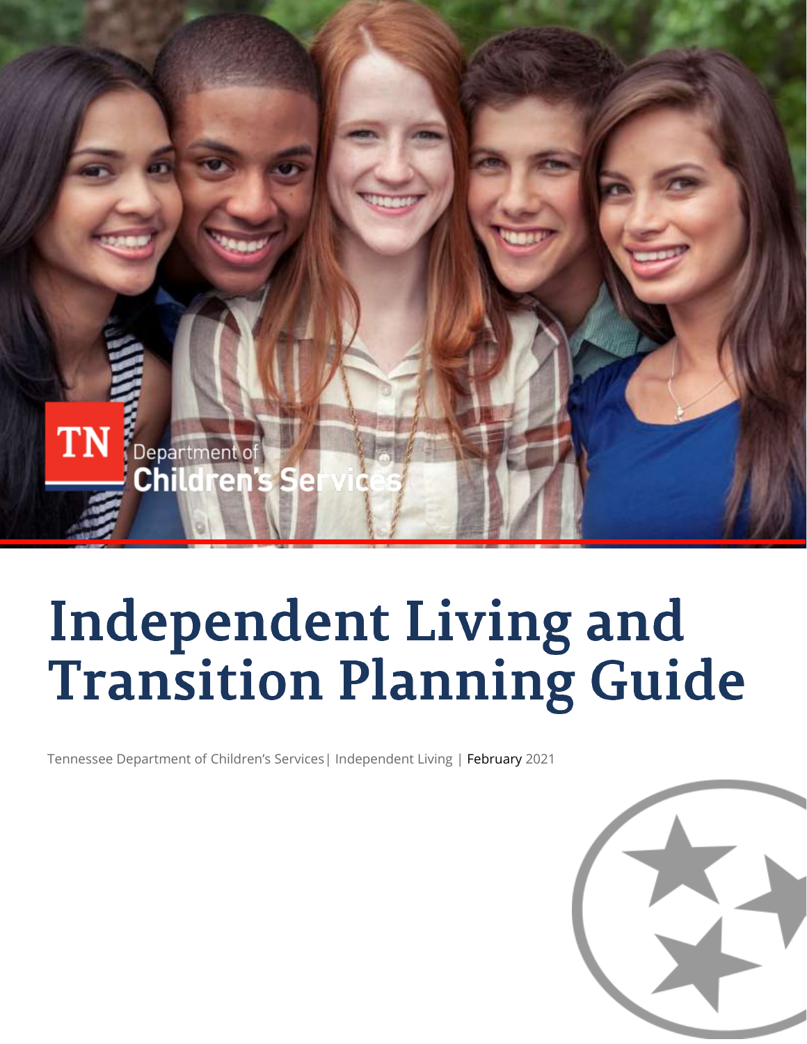TN Department of Children's Services

# Independent Living and Transition Planning Guide

Tennessee Department of Children's Services | Independent Living | February 2021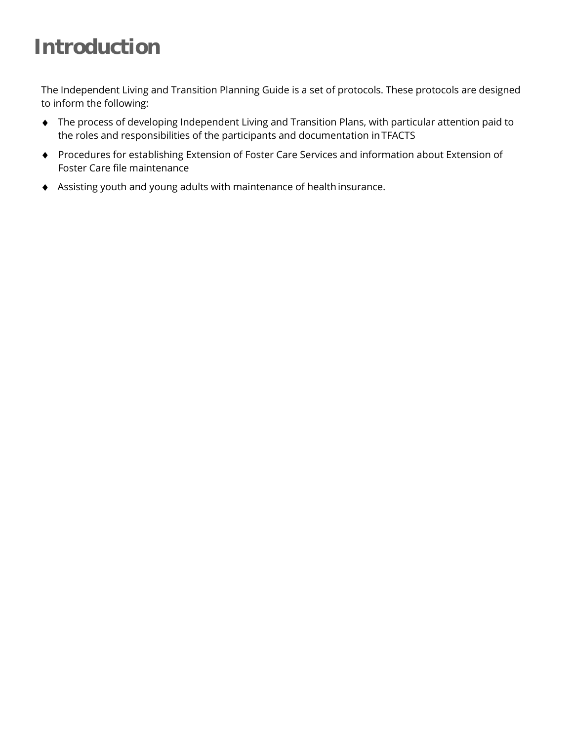# Introduction

The Independent Living and Transition Planning Guide is a set of protocols. These protocols are designed to inform the following:

- The process of developing Independent Living and Transition Plans, with particular attention paid to the roles and responsibilities of the participants and documentation in TFACTS
- Procedures for establishing Extension of Foster Care Services and information about Extension of Foster Care file maintenance
- Assisting youth and young adults with maintenance of health insurance.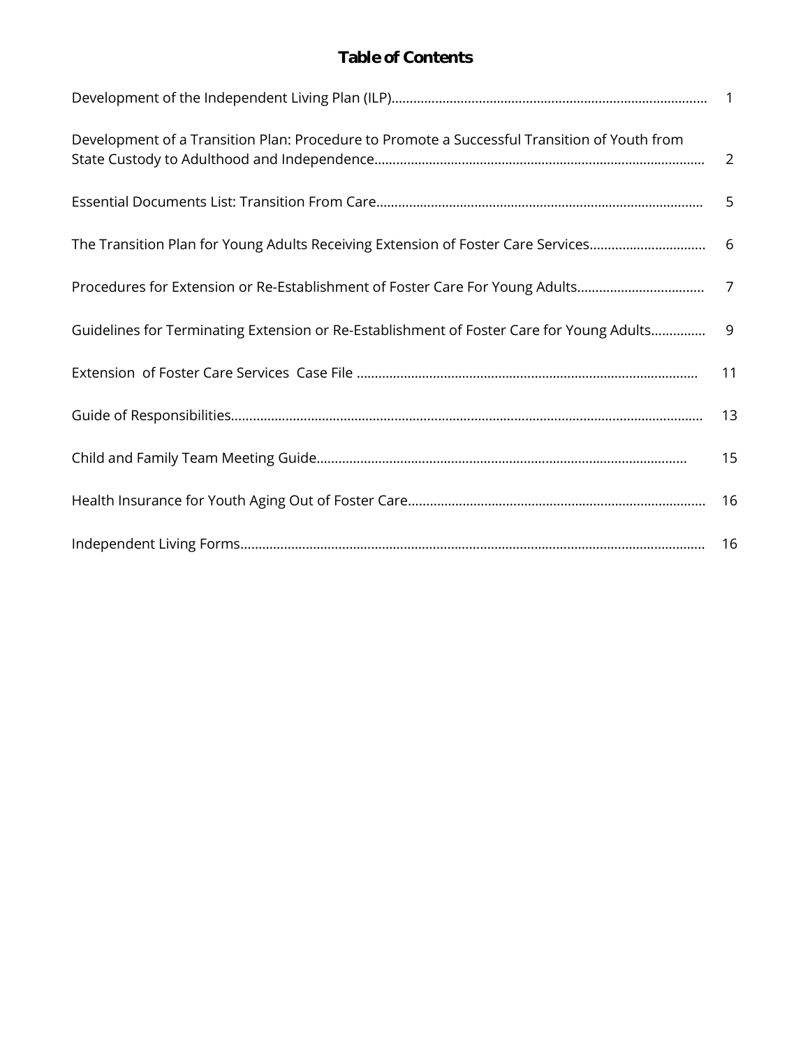# Table of Contents

| | |
|---|---|
| Development of the Independent Living Plan (ILP) | 1 |
| Development of a Transition Plan: Procedure to Promote a Successful Transition of Youth from State Custody to Adulthood and Independence | 2 |
| Essential Documents List: Transition From Care | 5 |
| The Transition Plan for Young Adults Receiving Extension of Foster Care Services | 6 |
| Procedures for Extension or Re-Establishment of Foster Care For Young Adults | 7 |
| Guidelines for Terminating Extension or Re-Establishment of Foster Care for Young Adults | 9 |
| Extension of Foster Care Services Case File | 11 |
| Guide of Responsibilities | 13 |
| Child and Family Team Meeting Guide | 15 |
| Health Insurance for Youth Aging Out of Foster Care | 16 |
| Independent Living Forms | 16 |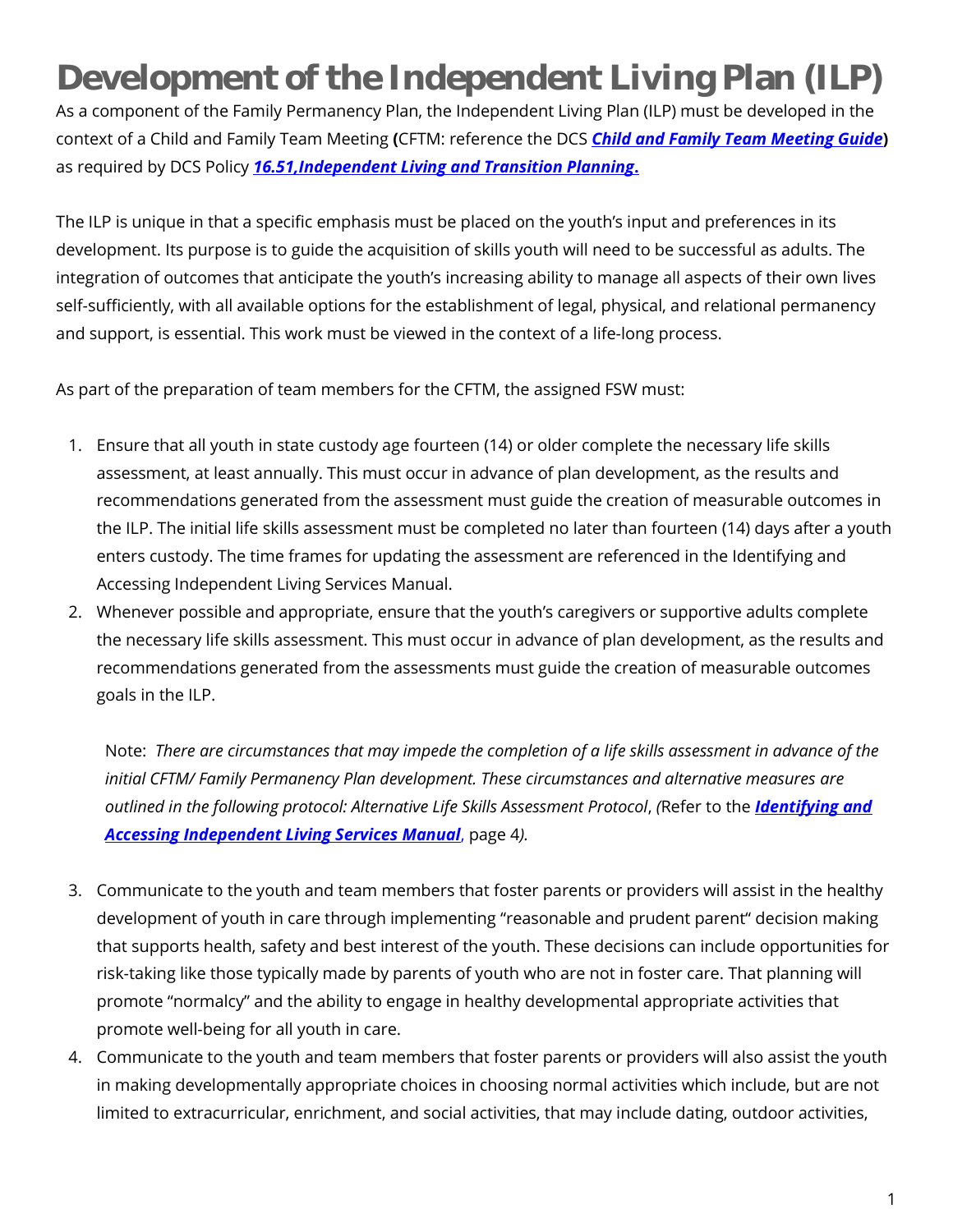# Development of the Independent Living Plan (ILP)

As a component of the Family Permanency Plan, the Independent Living Plan (ILP) must be developed in the context of a Child and Family Team Meeting **(**CFTM: reference the DCS ***Child and Family Team Meeting Guide*****)** as required by DCS Policy ***16.51,Independent Living and Transition Planning*****.**

The ILP is unique in that a specific emphasis must be placed on the youth's input and preferences in its development. Its purpose is to guide the acquisition of skills youth will need to be successful as adults. The integration of outcomes that anticipate the youth's increasing ability to manage all aspects of their own lives self-sufficiently, with all available options for the establishment of legal, physical, and relational permanency and support, is essential. This work must be viewed in the context of a life-long process.

As part of the preparation of team members for the CFTM, the assigned FSW must:

1. Ensure that all youth in state custody age fourteen (14) or older complete the necessary life skills assessment, at least annually. This must occur in advance of plan development, as the results and recommendations generated from the assessment must guide the creation of measurable outcomes in the ILP. The initial life skills assessment must be completed no later than fourteen (14) days after a youth enters custody. The time frames for updating the assessment are referenced in the Identifying and Accessing Independent Living Services Manual.
2. Whenever possible and appropriate, ensure that the youth's caregivers or supportive adults complete the necessary life skills assessment. This must occur in advance of plan development, as the results and recommendations generated from the assessments must guide the creation of measurable outcomes goals in the ILP.

   Note: *There are circumstances that may impede the completion of a life skills assessment in advance of the initial CFTM/ Family Permanency Plan development. These circumstances and alternative measures are outlined in the following protocol: Alternative Life Skills Assessment Protocol*, *(*Refer to the ***Identifying and Accessing Independent Living Services Manual***, page 4*).*

3. Communicate to the youth and team members that foster parents or providers will assist in the healthy development of youth in care through implementing "reasonable and prudent parent" decision making that supports health, safety and best interest of the youth. These decisions can include opportunities for risk-taking like those typically made by parents of youth who are not in foster care. That planning will promote "normalcy" and the ability to engage in healthy developmental appropriate activities that promote well-being for all youth in care.
4. Communicate to the youth and team members that foster parents or providers will also assist the youth in making developmentally appropriate choices in choosing normal activities which include, but are not limited to extracurricular, enrichment, and social activities, that may include dating, outdoor activities,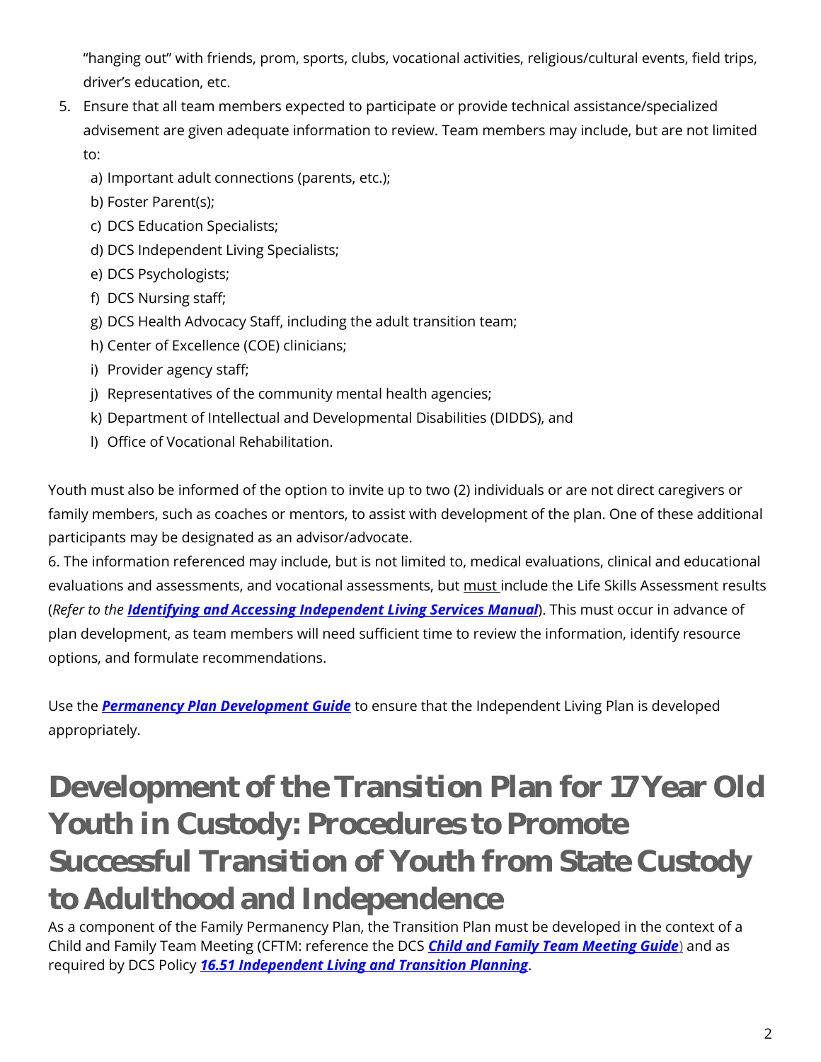"hanging out" with friends, prom, sports, clubs, vocational activities, religious/cultural events, field trips, driver's education, etc.

5. Ensure that all team members expected to participate or provide technical assistance/specialized advisement are given adequate information to review. Team members may include, but are not limited to:
   a) Important adult connections (parents, etc.);
   b) Foster Parent(s);
   c) DCS Education Specialists;
   d) DCS Independent Living Specialists;
   e) DCS Psychologists;
   f) DCS Nursing staff;
   g) DCS Health Advocacy Staff, including the adult transition team;
   h) Center of Excellence (COE) clinicians;
   i) Provider agency staff;
   j) Representatives of the community mental health agencies;
   k) Department of Intellectual and Developmental Disabilities (DIDDS), and
   l) Office of Vocational Rehabilitation.

Youth must also be informed of the option to invite up to two (2) individuals or are not direct caregivers or family members, such as coaches or mentors, to assist with development of the plan. One of these additional participants may be designated as an advisor/advocate.

6. The information referenced may include, but is not limited to, medical evaluations, clinical and educational evaluations and assessments, and vocational assessments, but <u>must</u> include the Life Skills Assessment results (*Refer to the **Identifying and Accessing Independent Living Services Manual***). This must occur in advance of plan development, as team members will need sufficient time to review the information, identify resource options, and formulate recommendations.

Use the ***Permanency Plan Development Guide*** to ensure that the Independent Living Plan is developed appropriately.

# Development of the Transition Plan for 17 Year Old Youth in Custody: Procedures to Promote Successful Transition of Youth from State Custody to Adulthood and Independence

As a component of the Family Permanency Plan, the Transition Plan must be developed in the context of a Child and Family Team Meeting (CFTM: reference the DCS ***Child and Family Team Meeting Guide***) and as required by DCS Policy ***16.51 Independent Living and Transition Planning***.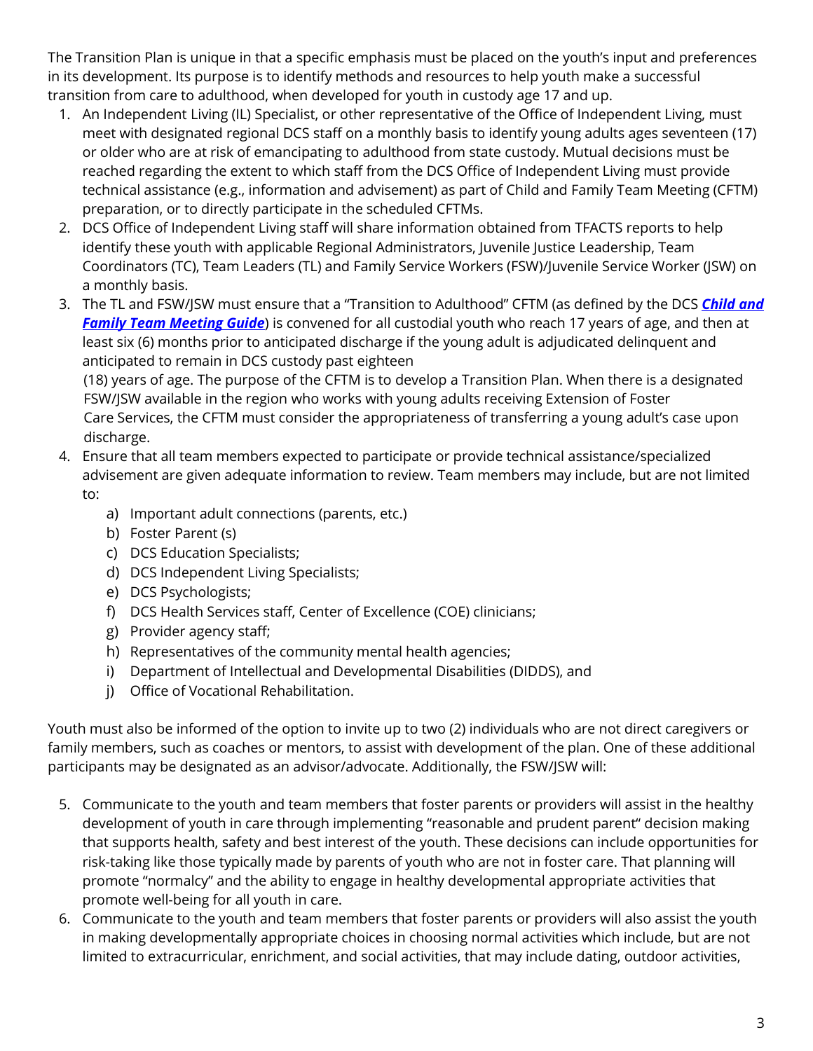The Transition Plan is unique in that a specific emphasis must be placed on the youth's input and preferences in its development. Its purpose is to identify methods and resources to help youth make a successful transition from care to adulthood, when developed for youth in custody age 17 and up.

1. An Independent Living (IL) Specialist, or other representative of the Office of Independent Living, must meet with designated regional DCS staff on a monthly basis to identify young adults ages seventeen (17) or older who are at risk of emancipating to adulthood from state custody. Mutual decisions must be reached regarding the extent to which staff from the DCS Office of Independent Living must provide technical assistance (e.g., information and advisement) as part of Child and Family Team Meeting (CFTM) preparation, or to directly participate in the scheduled CFTMs.
2. DCS Office of Independent Living staff will share information obtained from TFACTS reports to help identify these youth with applicable Regional Administrators, Juvenile Justice Leadership, Team Coordinators (TC), Team Leaders (TL) and Family Service Workers (FSW)/Juvenile Service Worker (JSW) on a monthly basis.
3. The TL and FSW/JSW must ensure that a "Transition to Adulthood" CFTM (as defined by the DCS ***Child and Family Team Meeting Guide***) is convened for all custodial youth who reach 17 years of age, and then at least six (6) months prior to anticipated discharge if the young adult is adjudicated delinquent and anticipated to remain in DCS custody past eighteen (18) years of age. The purpose of the CFTM is to develop a Transition Plan. When there is a designated FSW/JSW available in the region who works with young adults receiving Extension of Foster Care Services, the CFTM must consider the appropriateness of transferring a young adult's case upon discharge.
4. Ensure that all team members expected to participate or provide technical assistance/specialized advisement are given adequate information to review. Team members may include, but are not limited to:
   a) Important adult connections (parents, etc.)
   b) Foster Parent (s)
   c) DCS Education Specialists;
   d) DCS Independent Living Specialists;
   e) DCS Psychologists;
   f) DCS Health Services staff, Center of Excellence (COE) clinicians;
   g) Provider agency staff;
   h) Representatives of the community mental health agencies;
   i) Department of Intellectual and Developmental Disabilities (DIDDS), and
   j) Office of Vocational Rehabilitation.

Youth must also be informed of the option to invite up to two (2) individuals who are not direct caregivers or family members, such as coaches or mentors, to assist with development of the plan. One of these additional participants may be designated as an advisor/advocate. Additionally, the FSW/JSW will:

5. Communicate to the youth and team members that foster parents or providers will assist in the healthy development of youth in care through implementing "reasonable and prudent parent" decision making that supports health, safety and best interest of the youth. These decisions can include opportunities for risk-taking like those typically made by parents of youth who are not in foster care. That planning will promote "normalcy" and the ability to engage in healthy developmental appropriate activities that promote well-being for all youth in care.
6. Communicate to the youth and team members that foster parents or providers will also assist the youth in making developmentally appropriate choices in choosing normal activities which include, but are not limited to extracurricular, enrichment, and social activities, that may include dating, outdoor activities,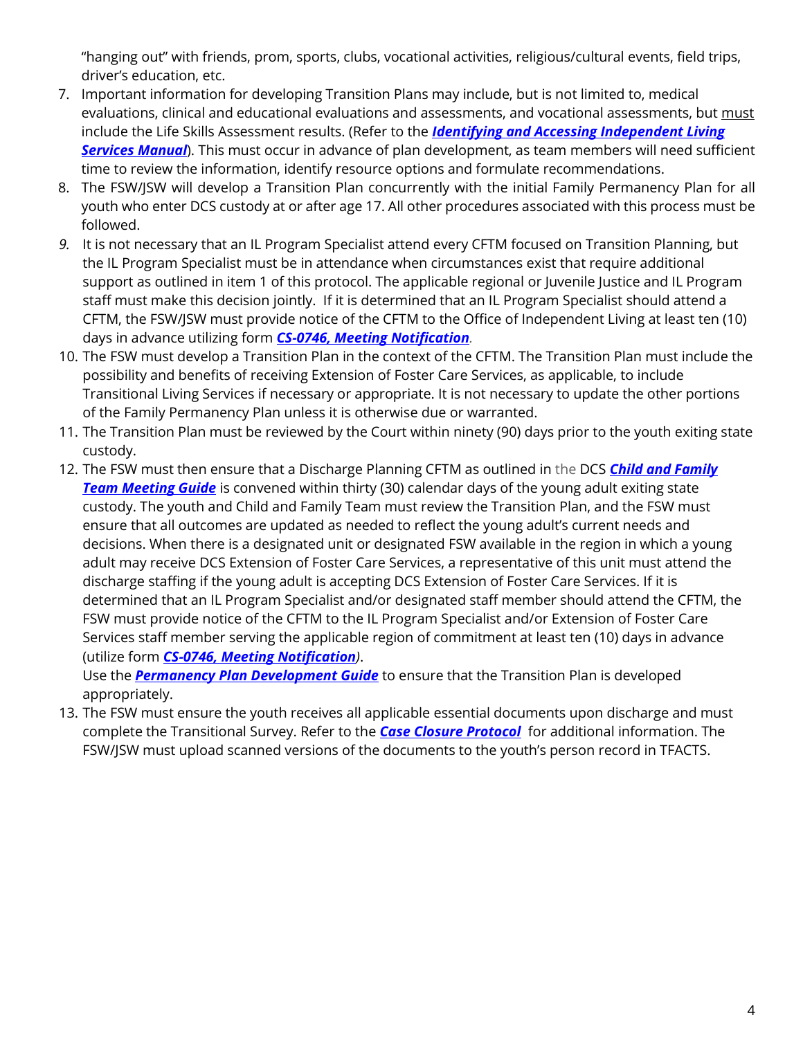"hanging out" with friends, prom, sports, clubs, vocational activities, religious/cultural events, field trips, driver's education, etc.

7. Important information for developing Transition Plans may include, but is not limited to, medical evaluations, clinical and educational evaluations and assessments, and vocational assessments, but must include the Life Skills Assessment results. (Refer to the ***Identifying and Accessing Independent Living Services Manual***). This must occur in advance of plan development, as team members will need sufficient time to review the information, identify resource options and formulate recommendations.
8. The FSW/JSW will develop a Transition Plan concurrently with the initial Family Permanency Plan for all youth who enter DCS custody at or after age 17. All other procedures associated with this process must be followed.
9. It is not necessary that an IL Program Specialist attend every CFTM focused on Transition Planning, but the IL Program Specialist must be in attendance when circumstances exist that require additional support as outlined in item 1 of this protocol. The applicable regional or Juvenile Justice and IL Program staff must make this decision jointly. If it is determined that an IL Program Specialist should attend a CFTM, the FSW/JSW must provide notice of the CFTM to the Office of Independent Living at least ten (10) days in advance utilizing form ***CS-0746, Meeting Notification***.
10. The FSW must develop a Transition Plan in the context of the CFTM. The Transition Plan must include the possibility and benefits of receiving Extension of Foster Care Services, as applicable, to include Transitional Living Services if necessary or appropriate. It is not necessary to update the other portions of the Family Permanency Plan unless it is otherwise due or warranted.
11. The Transition Plan must be reviewed by the Court within ninety (90) days prior to the youth exiting state custody.
12. The FSW must then ensure that a Discharge Planning CFTM as outlined in the DCS ***Child and Family Team Meeting Guide*** is convened within thirty (30) calendar days of the young adult exiting state custody. The youth and Child and Family Team must review the Transition Plan, and the FSW must ensure that all outcomes are updated as needed to reflect the young adult's current needs and decisions. When there is a designated unit or designated FSW available in the region in which a young adult may receive DCS Extension of Foster Care Services, a representative of this unit must attend the discharge staffing if the young adult is accepting DCS Extension of Foster Care Services. If it is determined that an IL Program Specialist and/or designated staff member should attend the CFTM, the FSW must provide notice of the CFTM to the IL Program Specialist and/or Extension of Foster Care Services staff member serving the applicable region of commitment at least ten (10) days in advance (utilize form ***CS-0746, Meeting Notification***).
Use the ***Permanency Plan Development Guide*** to ensure that the Transition Plan is developed appropriately.
13. The FSW must ensure the youth receives all applicable essential documents upon discharge and must complete the Transitional Survey. Refer to the ***Case Closure Protocol*** for additional information. The FSW/JSW must upload scanned versions of the documents to the youth's person record in TFACTS.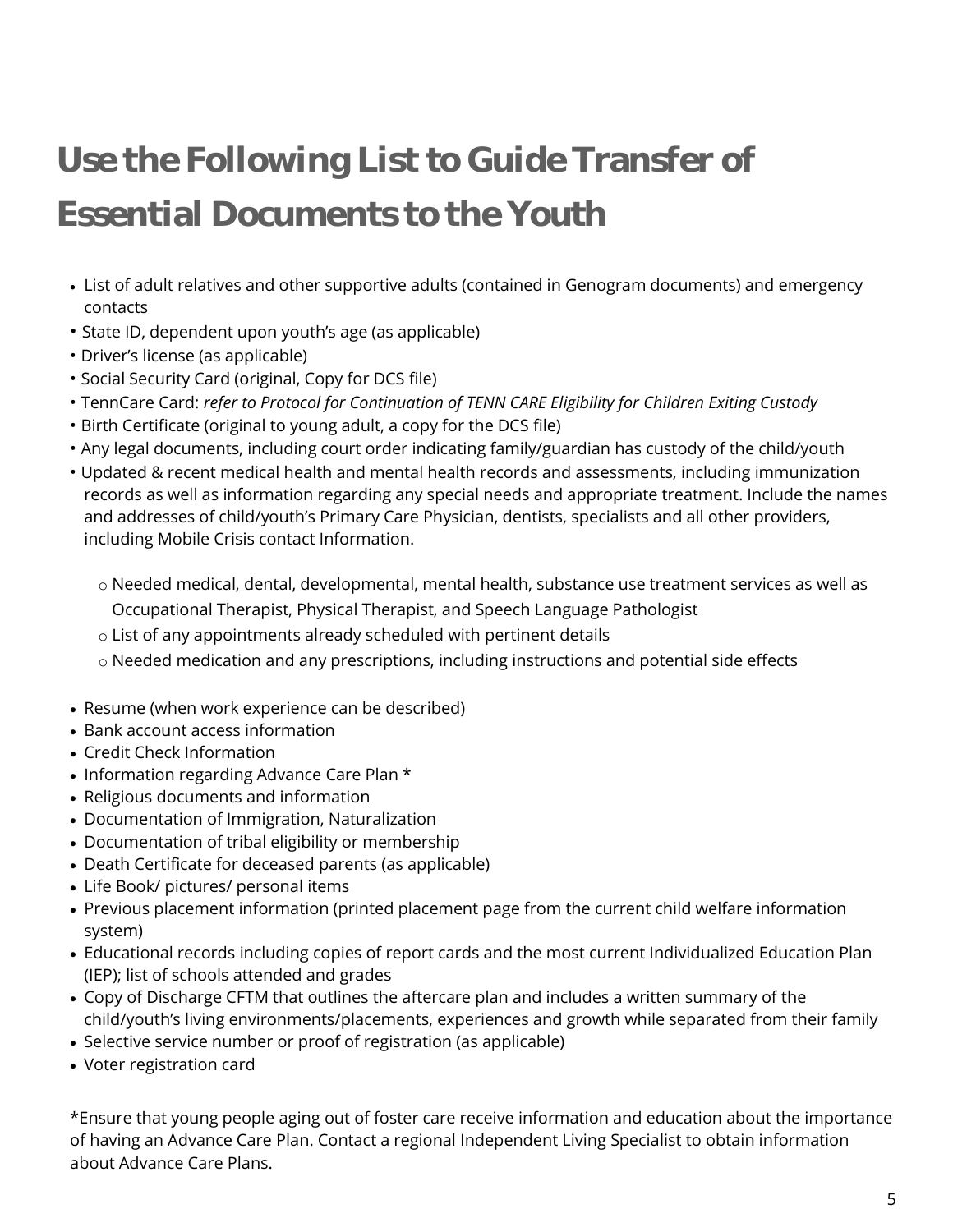# Use the Following List to Guide Transfer of Essential Documents to the Youth

- List of adult relatives and other supportive adults (contained in Genogram documents) and emergency contacts
- State ID, dependent upon youth's age (as applicable)
- Driver's license (as applicable)
- Social Security Card (original, Copy for DCS file)
- TennCare Card: *refer to Protocol for Continuation of TENN CARE Eligibility for Children Exiting Custody*
- Birth Certificate (original to young adult, a copy for the DCS file)
- Any legal documents, including court order indicating family/guardian has custody of the child/youth
- Updated & recent medical health and mental health records and assessments, including immunization records as well as information regarding any special needs and appropriate treatment. Include the names and addresses of child/youth's Primary Care Physician, dentists, specialists and all other providers, including Mobile Crisis contact Information.
    - Needed medical, dental, developmental, mental health, substance use treatment services as well as Occupational Therapist, Physical Therapist, and Speech Language Pathologist
    - List of any appointments already scheduled with pertinent details
    - Needed medication and any prescriptions, including instructions and potential side effects
- Resume (when work experience can be described)
- Bank account access information
- Credit Check Information
- Information regarding Advance Care Plan *
- Religious documents and information
- Documentation of Immigration, Naturalization
- Documentation of tribal eligibility or membership
- Death Certificate for deceased parents (as applicable)
- Life Book/ pictures/ personal items
- Previous placement information (printed placement page from the current child welfare information system)
- Educational records including copies of report cards and the most current Individualized Education Plan (IEP); list of schools attended and grades
- Copy of Discharge CFTM that outlines the aftercare plan and includes a written summary of the child/youth's living environments/placements, experiences and growth while separated from their family
- Selective service number or proof of registration (as applicable)
- Voter registration card

*Ensure that young people aging out of foster care receive information and education about the importance of having an Advance Care Plan. Contact a regional Independent Living Specialist to obtain information about Advance Care Plans.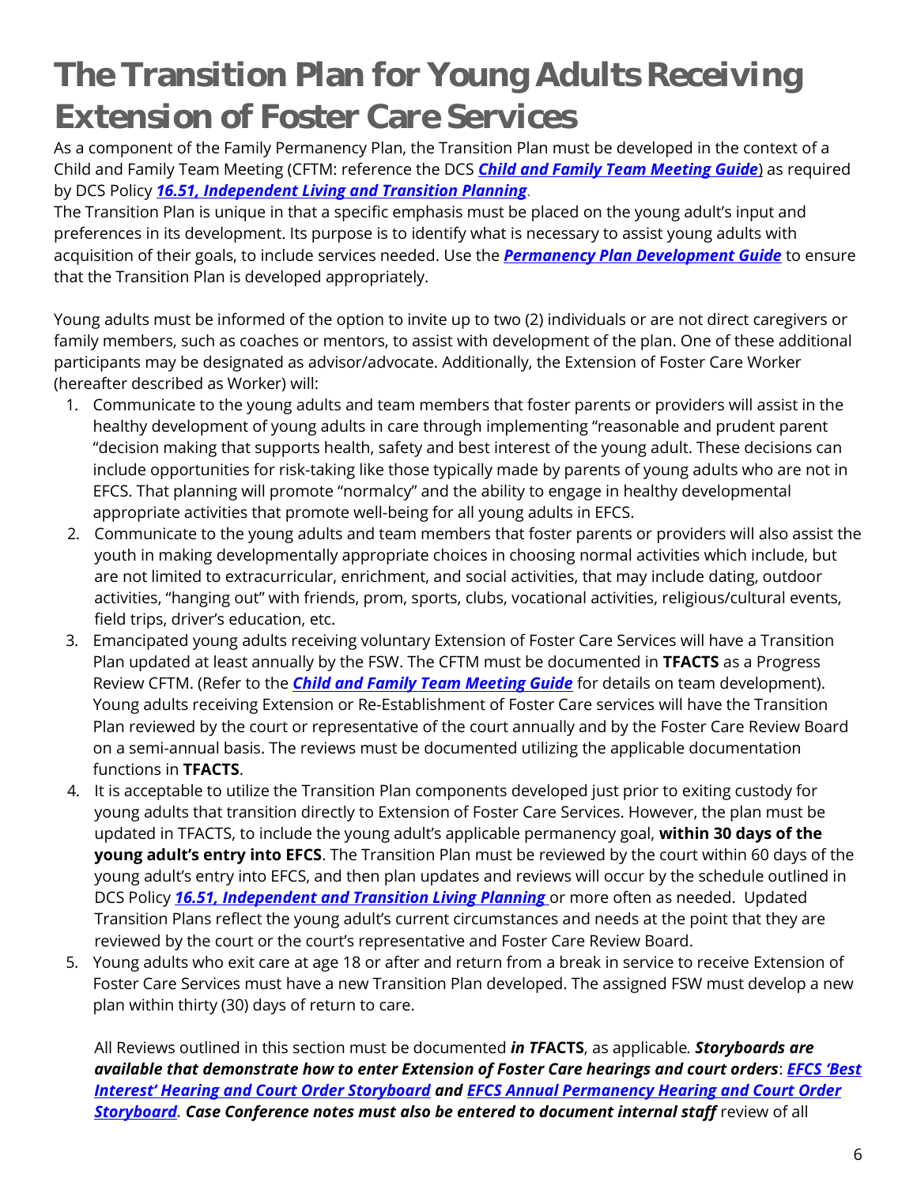# The Transition Plan for Young Adults Receiving Extension of Foster Care Services

As a component of the Family Permanency Plan, the Transition Plan must be developed in the context of a Child and Family Team Meeting (CFTM: reference the DCS ***Child and Family Team Meeting Guide***) as required by DCS Policy ***16.51, Independent Living and Transition Planning***.

The Transition Plan is unique in that a specific emphasis must be placed on the young adult's input and preferences in its development. Its purpose is to identify what is necessary to assist young adults with acquisition of their goals, to include services needed. Use the ***Permanency Plan Development Guide*** to ensure that the Transition Plan is developed appropriately.

Young adults must be informed of the option to invite up to two (2) individuals or are not direct caregivers or family members, such as coaches or mentors, to assist with development of the plan. One of these additional participants may be designated as advisor/advocate. Additionally, the Extension of Foster Care Worker (hereafter described as Worker) will:

1. Communicate to the young adults and team members that foster parents or providers will assist in the healthy development of young adults in care through implementing "reasonable and prudent parent "decision making that supports health, safety and best interest of the young adult. These decisions can include opportunities for risk-taking like those typically made by parents of young adults who are not in EFCS. That planning will promote "normalcy" and the ability to engage in healthy developmental appropriate activities that promote well-being for all young adults in EFCS.
2. Communicate to the young adults and team members that foster parents or providers will also assist the youth in making developmentally appropriate choices in choosing normal activities which include, but are not limited to extracurricular, enrichment, and social activities, that may include dating, outdoor activities, "hanging out" with friends, prom, sports, clubs, vocational activities, religious/cultural events, field trips, driver's education, etc.
3. Emancipated young adults receiving voluntary Extension of Foster Care Services will have a Transition Plan updated at least annually by the FSW. The CFTM must be documented in **TFACTS** as a Progress Review CFTM. (Refer to the ***Child and Family Team Meeting Guide*** for details on team development). Young adults receiving Extension or Re-Establishment of Foster Care services will have the Transition Plan reviewed by the court or representative of the court annually and by the Foster Care Review Board on a semi-annual basis. The reviews must be documented utilizing the applicable documentation functions in **TFACTS**.
4. It is acceptable to utilize the Transition Plan components developed just prior to exiting custody for young adults that transition directly to Extension of Foster Care Services. However, the plan must be updated in TFACTS, to include the young adult's applicable permanency goal, **within 30 days of the young adult's entry into EFCS**. The Transition Plan must be reviewed by the court within 60 days of the young adult's entry into EFCS, and then plan updates and reviews will occur by the schedule outlined in DCS Policy ***16.51, Independent and Transition Living Planning*** or more often as needed. Updated Transition Plans reflect the young adult's current circumstances and needs at the point that they are reviewed by the court or the court's representative and Foster Care Review Board.
5. Young adults who exit care at age 18 or after and return from a break in service to receive Extension of Foster Care Services must have a new Transition Plan developed. The assigned FSW must develop a new plan within thirty (30) days of return to care.

All Reviews outlined in this section must be documented ***in TFACTS***, as applicable*.* ***Storyboards are available that demonstrate how to enter Extension of Foster Care hearings and court orders***: ***EFCS 'Best Interest' Hearing and Court Order Storyboard*** ***and*** ***EFCS Annual Permanency Hearing and Court Order Storyboard***. ***Case Conference notes must also be entered to document internal staff*** review of all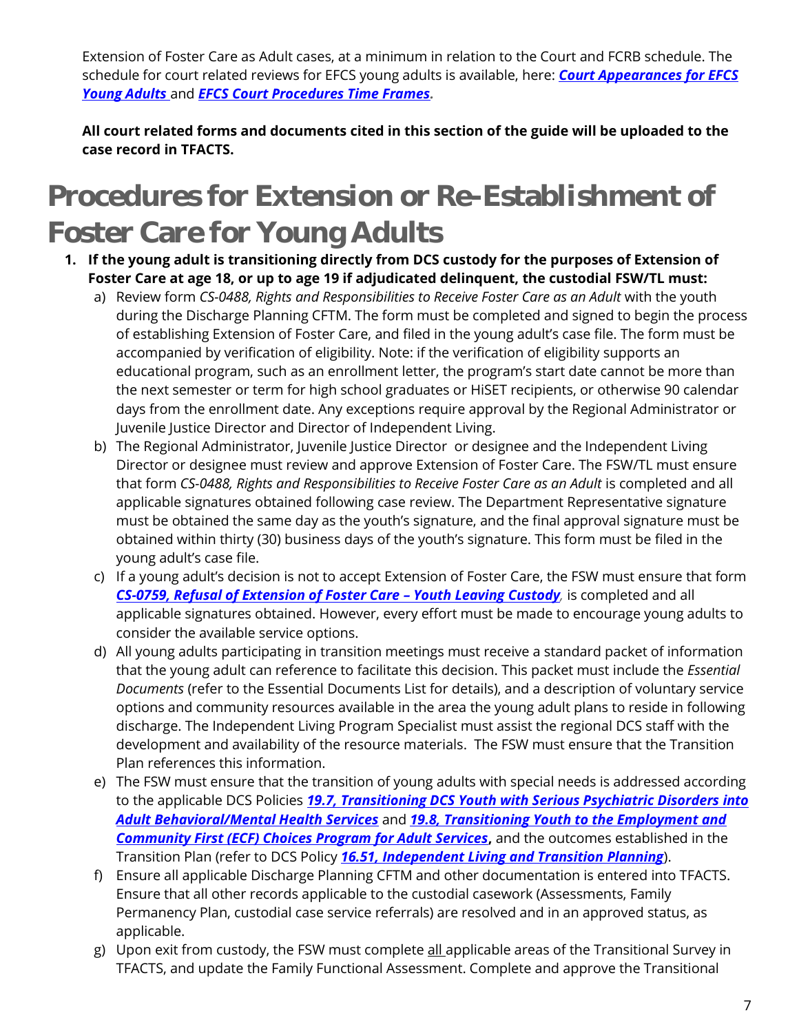Extension of Foster Care as Adult cases, at a minimum in relation to the Court and FCRB schedule. The schedule for court related reviews for EFCS young adults is available, here: ***Court Appearances for EFCS Young Adults*** and ***EFCS Court Procedures Time Frames***.

**All court related forms and documents cited in this section of the guide will be uploaded to the case record in TFACTS.**

# Procedures for Extension or Re-Establishment of Foster Care for Young Adults

1. **If the young adult is transitioning directly from DCS custody for the purposes of Extension of Foster Care at age 18, or up to age 19 if adjudicated delinquent, the custodial FSW/TL must:**
   a) Review form *CS-0488, Rights and Responsibilities to Receive Foster Care as an Adult* with the youth during the Discharge Planning CFTM. The form must be completed and signed to begin the process of establishing Extension of Foster Care, and filed in the young adult's case file. The form must be accompanied by verification of eligibility. Note: if the verification of eligibility supports an educational program, such as an enrollment letter, the program's start date cannot be more than the next semester or term for high school graduates or HiSET recipients, or otherwise 90 calendar days from the enrollment date. Any exceptions require approval by the Regional Administrator or Juvenile Justice Director and Director of Independent Living.
   b) The Regional Administrator, Juvenile Justice Director or designee and the Independent Living Director or designee must review and approve Extension of Foster Care. The FSW/TL must ensure that form *CS-0488, Rights and Responsibilities to Receive Foster Care as an Adult* is completed and all applicable signatures obtained following case review. The Department Representative signature must be obtained the same day as the youth's signature, and the final approval signature must be obtained within thirty (30) business days of the youth's signature. This form must be filed in the young adult's case file.
   c) If a young adult's decision is not to accept Extension of Foster Care, the FSW must ensure that form ***CS-0759, Refusal of Extension of Foster Care – Youth Leaving Custody***, is completed and all applicable signatures obtained. However, every effort must be made to encourage young adults to consider the available service options.
   d) All young adults participating in transition meetings must receive a standard packet of information that the young adult can reference to facilitate this decision. This packet must include the *Essential Documents* (refer to the Essential Documents List for details), and a description of voluntary service options and community resources available in the area the young adult plans to reside in following discharge. The Independent Living Program Specialist must assist the regional DCS staff with the development and availability of the resource materials. The FSW must ensure that the Transition Plan references this information.
   e) The FSW must ensure that the transition of young adults with special needs is addressed according to the applicable DCS Policies ***19.7, Transitioning DCS Youth with Serious Psychiatric Disorders into Adult Behavioral/Mental Health Services*** and ***19.8, Transitioning Youth to the Employment and Community First (ECF) Choices Program for Adult Services***, and the outcomes established in the Transition Plan (refer to DCS Policy ***16.51, Independent Living and Transition Planning***).
   f) Ensure all applicable Discharge Planning CFTM and other documentation is entered into TFACTS. Ensure that all other records applicable to the custodial casework (Assessments, Family Permanency Plan, custodial case service referrals) are resolved and in an approved status, as applicable.
   g) Upon exit from custody, the FSW must complete all applicable areas of the Transitional Survey in TFACTS, and update the Family Functional Assessment. Complete and approve the Transitional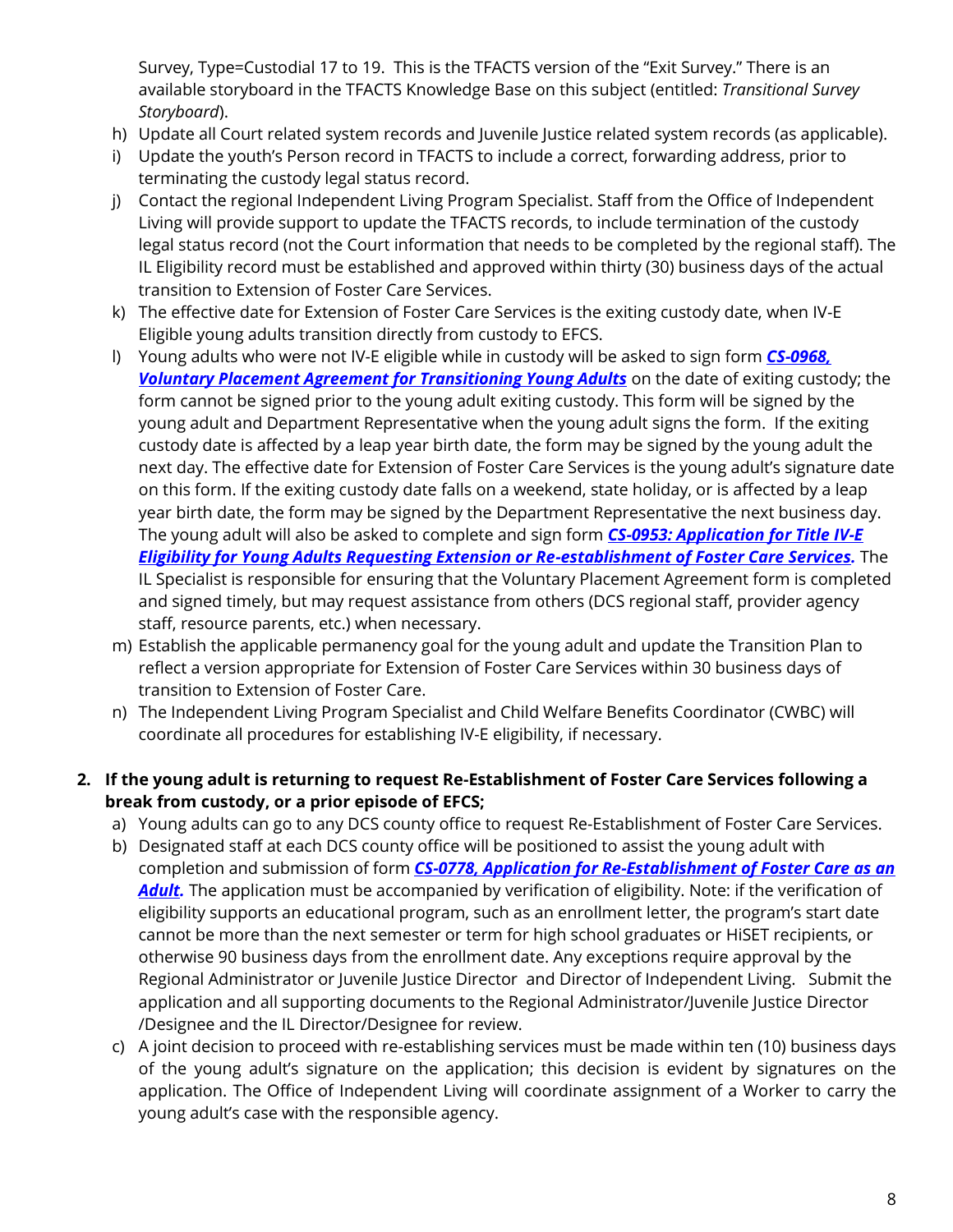Survey, Type=Custodial 17 to 19. This is the TFACTS version of the "Exit Survey." There is an available storyboard in the TFACTS Knowledge Base on this subject (entitled: *Transitional Survey Storyboard*).

h) Update all Court related system records and Juvenile Justice related system records (as applicable).
i) Update the youth's Person record in TFACTS to include a correct, forwarding address, prior to terminating the custody legal status record.
j) Contact the regional Independent Living Program Specialist. Staff from the Office of Independent Living will provide support to update the TFACTS records, to include termination of the custody legal status record (not the Court information that needs to be completed by the regional staff). The IL Eligibility record must be established and approved within thirty (30) business days of the actual transition to Extension of Foster Care Services.
k) The effective date for Extension of Foster Care Services is the exiting custody date, when IV-E Eligible young adults transition directly from custody to EFCS.
l) Young adults who were not IV-E eligible while in custody will be asked to sign form ***CS-0968, Voluntary Placement Agreement for Transitioning Young Adults*** on the date of exiting custody; the form cannot be signed prior to the young adult exiting custody. This form will be signed by the young adult and Department Representative when the young adult signs the form. If the exiting custody date is affected by a leap year birth date, the form may be signed by the young adult the next day. The effective date for Extension of Foster Care Services is the young adult's signature date on this form. If the exiting custody date falls on a weekend, state holiday, or is affected by a leap year birth date, the form may be signed by the Department Representative the next business day. The young adult will also be asked to complete and sign form ***CS-0953: Application for Title IV-E Eligibility for Young Adults Requesting Extension or Re-establishment of Foster Care Services.*** The IL Specialist is responsible for ensuring that the Voluntary Placement Agreement form is completed and signed timely, but may request assistance from others (DCS regional staff, provider agency staff, resource parents, etc.) when necessary.
m) Establish the applicable permanency goal for the young adult and update the Transition Plan to reflect a version appropriate for Extension of Foster Care Services within 30 business days of transition to Extension of Foster Care.
n) The Independent Living Program Specialist and Child Welfare Benefits Coordinator (CWBC) will coordinate all procedures for establishing IV-E eligibility, if necessary.

**2. If the young adult is returning to request Re-Establishment of Foster Care Services following a break from custody, or a prior episode of EFCS;**

a) Young adults can go to any DCS county office to request Re-Establishment of Foster Care Services.
b) Designated staff at each DCS county office will be positioned to assist the young adult with completion and submission of form ***CS-0778, Application for Re-Establishment of Foster Care as an Adult.*** The application must be accompanied by verification of eligibility. Note: if the verification of eligibility supports an educational program, such as an enrollment letter, the program's start date cannot be more than the next semester or term for high school graduates or HiSET recipients, or otherwise 90 business days from the enrollment date. Any exceptions require approval by the Regional Administrator or Juvenile Justice Director and Director of Independent Living. Submit the application and all supporting documents to the Regional Administrator/Juvenile Justice Director /Designee and the IL Director/Designee for review.
c) A joint decision to proceed with re-establishing services must be made within ten (10) business days of the young adult's signature on the application; this decision is evident by signatures on the application. The Office of Independent Living will coordinate assignment of a Worker to carry the young adult's case with the responsible agency.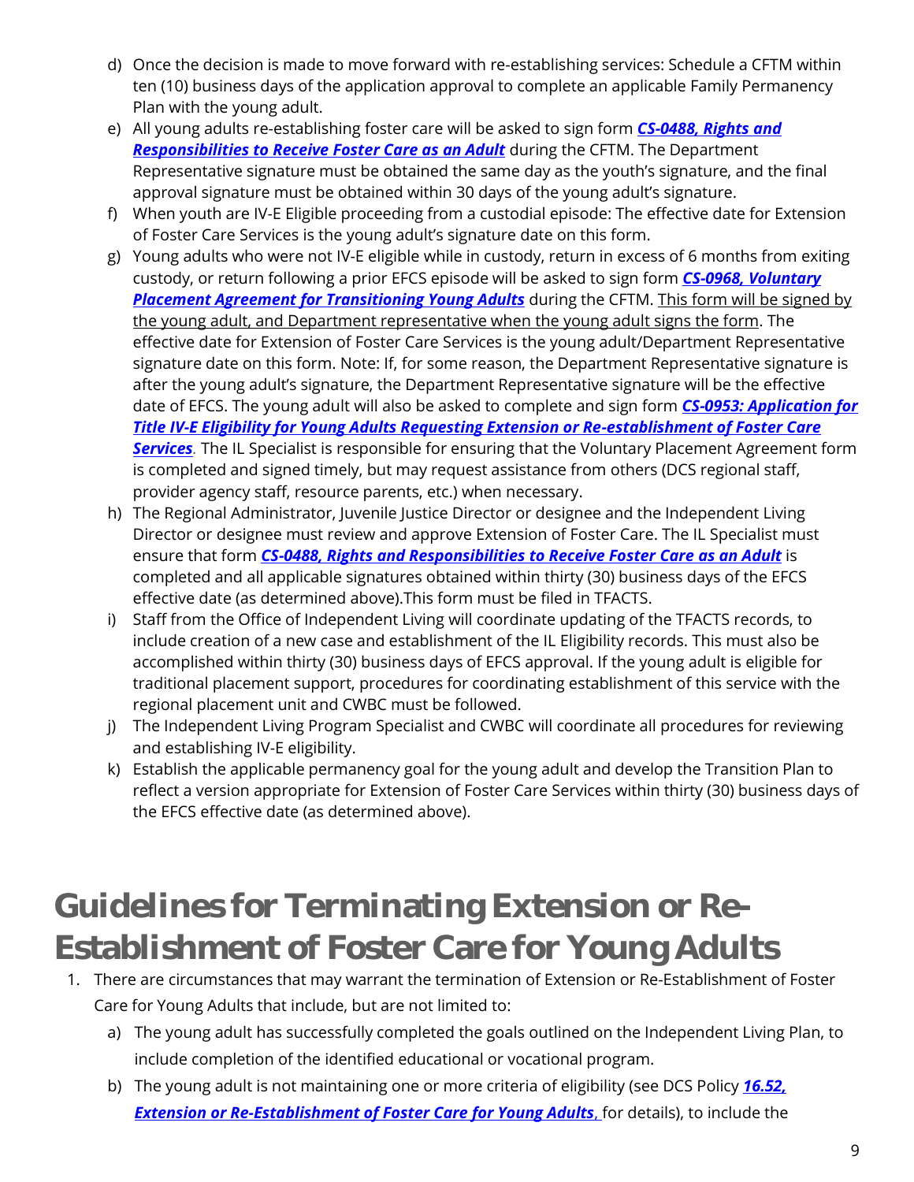d) Once the decision is made to move forward with re-establishing services: Schedule a CFTM within ten (10) business days of the application approval to complete an applicable Family Permanency Plan with the young adult.
e) All young adults re-establishing foster care will be asked to sign form ***CS-0488, Rights and Responsibilities to Receive Foster Care as an Adult*** during the CFTM. The Department Representative signature must be obtained the same day as the youth's signature, and the final approval signature must be obtained within 30 days of the young adult's signature.
f) When youth are IV-E Eligible proceeding from a custodial episode: The effective date for Extension of Foster Care Services is the young adult's signature date on this form.
g) Young adults who were not IV-E eligible while in custody, return in excess of 6 months from exiting custody, or return following a prior EFCS episode will be asked to sign form ***CS-0968, Voluntary Placement Agreement for Transitioning Young Adults*** during the CFTM. <u>This form will be signed by the young adult, and Department representative when the young adult signs the form</u>. The effective date for Extension of Foster Care Services is the young adult/Department Representative signature date on this form. Note: If, for some reason, the Department Representative signature is after the young adult's signature, the Department Representative signature will be the effective date of EFCS. The young adult will also be asked to complete and sign form ***CS-0953: Application for Title IV-E Eligibility for Young Adults Requesting Extension or Re-establishment of Foster Care Services***. The IL Specialist is responsible for ensuring that the Voluntary Placement Agreement form is completed and signed timely, but may request assistance from others (DCS regional staff, provider agency staff, resource parents, etc.) when necessary.
h) The Regional Administrator, Juvenile Justice Director or designee and the Independent Living Director or designee must review and approve Extension of Foster Care. The IL Specialist must ensure that form ***CS-0488, Rights and Responsibilities to Receive Foster Care as an Adult*** is completed and all applicable signatures obtained within thirty (30) business days of the EFCS effective date (as determined above).This form must be filed in TFACTS.
i) Staff from the Office of Independent Living will coordinate updating of the TFACTS records, to include creation of a new case and establishment of the IL Eligibility records. This must also be accomplished within thirty (30) business days of EFCS approval. If the young adult is eligible for traditional placement support, procedures for coordinating establishment of this service with the regional placement unit and CWBC must be followed.
j) The Independent Living Program Specialist and CWBC will coordinate all procedures for reviewing and establishing IV-E eligibility.
k) Establish the applicable permanency goal for the young adult and develop the Transition Plan to reflect a version appropriate for Extension of Foster Care Services within thirty (30) business days of the EFCS effective date (as determined above).

# Guidelines for Terminating Extension or Re-Establishment of Foster Care for Young Adults

1. There are circumstances that may warrant the termination of Extension or Re-Establishment of Foster Care for Young Adults that include, but are not limited to:
   a) The young adult has successfully completed the goals outlined on the Independent Living Plan, to include completion of the identified educational or vocational program.
   b) The young adult is not maintaining one or more criteria of eligibility (see DCS Policy ***16.52, Extension or Re-Establishment of Foster Care for Young Adults***, for details), to include the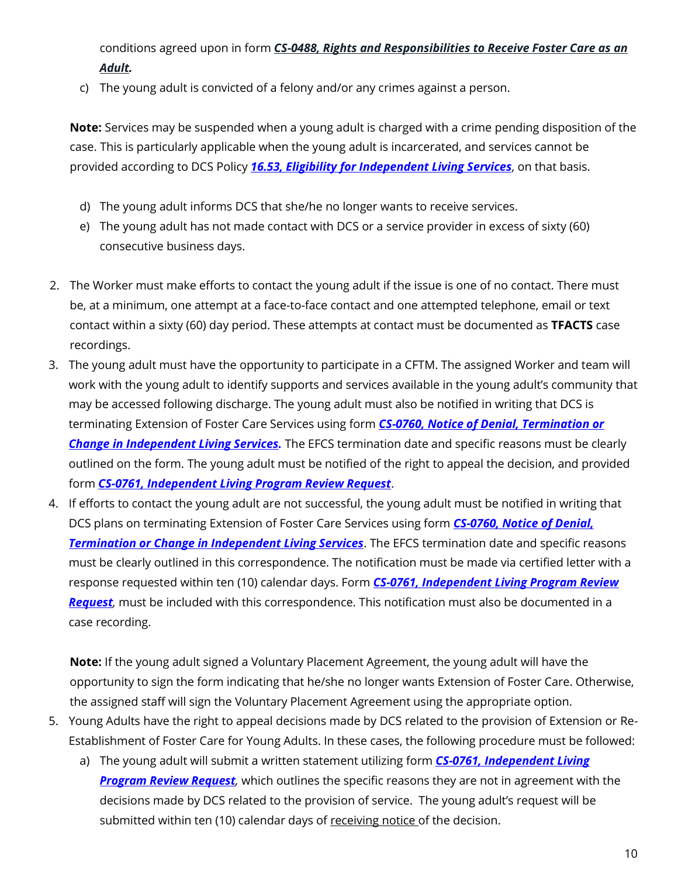conditions agreed upon in form ***CS-0488, Rights and Responsibilities to Receive Foster Care as an Adult.***

c) The young adult is convicted of a felony and/or any crimes against a person.

**Note:** Services may be suspended when a young adult is charged with a crime pending disposition of the case. This is particularly applicable when the young adult is incarcerated, and services cannot be provided according to DCS Policy ***16.53, Eligibility for Independent Living Services***, on that basis.

d) The young adult informs DCS that she/he no longer wants to receive services.

e) The young adult has not made contact with DCS or a service provider in excess of sixty (60) consecutive business days.

2. The Worker must make efforts to contact the young adult if the issue is one of no contact. There must be, at a minimum, one attempt at a face-to-face contact and one attempted telephone, email or text contact within a sixty (60) day period. These attempts at contact must be documented as **TFACTS** case recordings.

3. The young adult must have the opportunity to participate in a CFTM. The assigned Worker and team will work with the young adult to identify supports and services available in the young adult's community that may be accessed following discharge. The young adult must also be notified in writing that DCS is terminating Extension of Foster Care Services using form ***CS-0760, Notice of Denial, Termination or Change in Independent Living Services.*** The EFCS termination date and specific reasons must be clearly outlined on the form. The young adult must be notified of the right to appeal the decision, and provided form ***CS-0761, Independent Living Program Review Request***.

4. If efforts to contact the young adult are not successful, the young adult must be notified in writing that DCS plans on terminating Extension of Foster Care Services using form ***CS-0760, Notice of Denial, Termination or Change in Independent Living Services***. The EFCS termination date and specific reasons must be clearly outlined in this correspondence. The notification must be made via certified letter with a response requested within ten (10) calendar days. Form ***CS-0761, Independent Living Program Review Request***, must be included with this correspondence. This notification must also be documented in a case recording.

   **Note:** If the young adult signed a Voluntary Placement Agreement, the young adult will have the opportunity to sign the form indicating that he/she no longer wants Extension of Foster Care. Otherwise, the assigned staff will sign the Voluntary Placement Agreement using the appropriate option.

5. Young Adults have the right to appeal decisions made by DCS related to the provision of Extension or Re-Establishment of Foster Care for Young Adults. In these cases, the following procedure must be followed:

   a) The young adult will submit a written statement utilizing form ***CS-0761, Independent Living Program Review Request***, which outlines the specific reasons they are not in agreement with the decisions made by DCS related to the provision of service. The young adult's request will be submitted within ten (10) calendar days of receiving notice of the decision.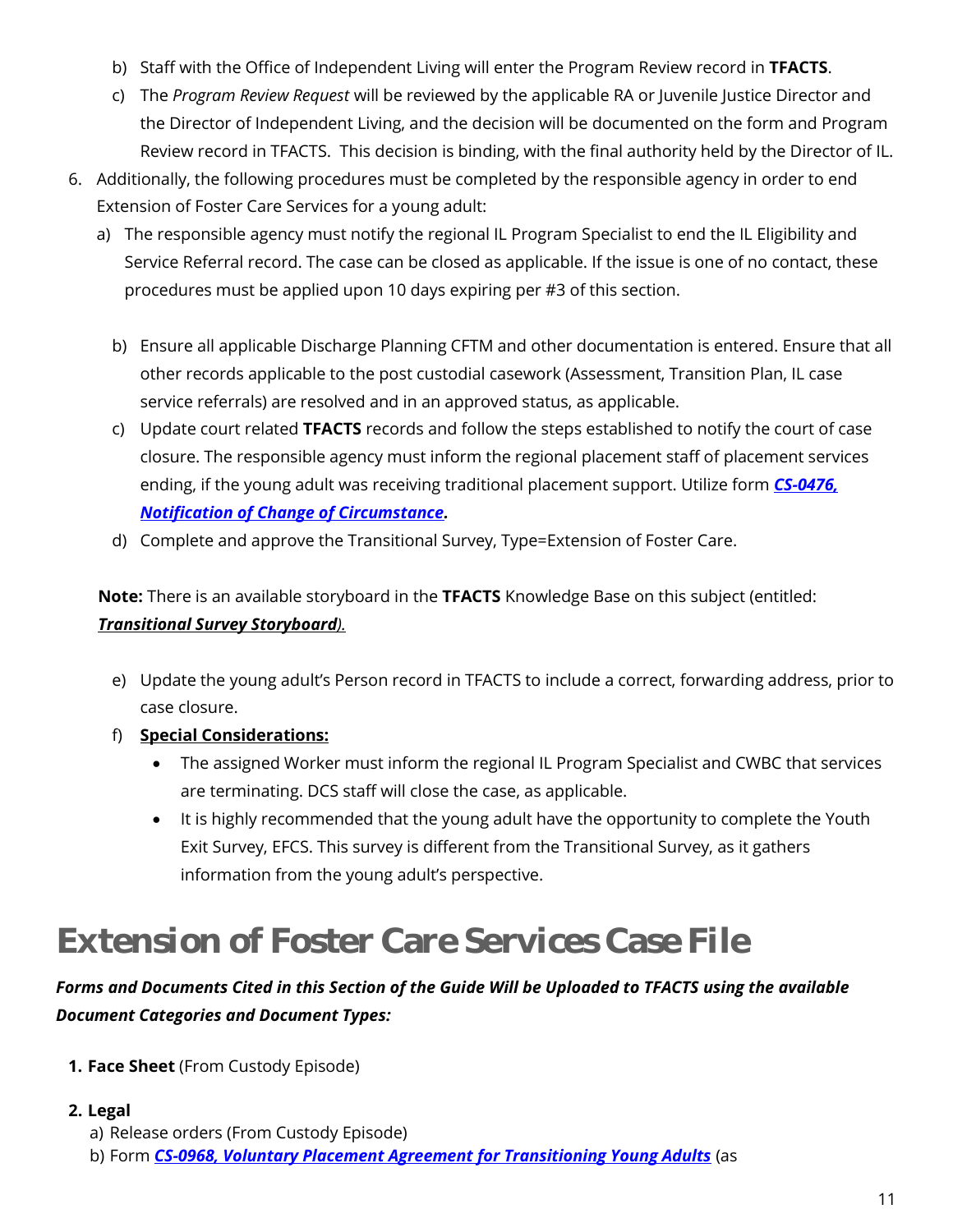b) Staff with the Office of Independent Living will enter the Program Review record in **TFACTS**.
c) The *Program Review Request* will be reviewed by the applicable RA or Juvenile Justice Director and the Director of Independent Living, and the decision will be documented on the form and Program Review record in TFACTS. This decision is binding, with the final authority held by the Director of IL.

6. Additionally, the following procedures must be completed by the responsible agency in order to end Extension of Foster Care Services for a young adult:
   a) The responsible agency must notify the regional IL Program Specialist to end the IL Eligibility and Service Referral record. The case can be closed as applicable. If the issue is one of no contact, these procedures must be applied upon 10 days expiring per #3 of this section.

   b) Ensure all applicable Discharge Planning CFTM and other documentation is entered. Ensure that all other records applicable to the post custodial casework (Assessment, Transition Plan, IL case service referrals) are resolved and in an approved status, as applicable.
   c) Update court related **TFACTS** records and follow the steps established to notify the court of case closure. The responsible agency must inform the regional placement staff of placement services ending, if the young adult was receiving traditional placement support. Utilize form ***CS-0476, Notification of Change of Circumstance*.**
   d) Complete and approve the Transitional Survey, Type=Extension of Foster Care.

   **Note:** There is an available storyboard in the **TFACTS** Knowledge Base on this subject (entitled: ***Transitional Survey Storyboard***).

   e) Update the young adult's Person record in TFACTS to include a correct, forwarding address, prior to case closure.
   f) **Special Considerations:**
      - The assigned Worker must inform the regional IL Program Specialist and CWBC that services are terminating. DCS staff will close the case, as applicable.
      - It is highly recommended that the young adult have the opportunity to complete the Youth Exit Survey, EFCS. This survey is different from the Transitional Survey, as it gathers information from the young adult's perspective.

# Extension of Foster Care Services Case File

***Forms and Documents Cited in this Section of the Guide Will be Uploaded to TFACTS using the available Document Categories and Document Types:***

1. **Face Sheet** (From Custody Episode)

2. **Legal**
   a) Release orders (From Custody Episode)
   b) Form ***CS-0968, Voluntary Placement Agreement for Transitioning Young Adults*** (as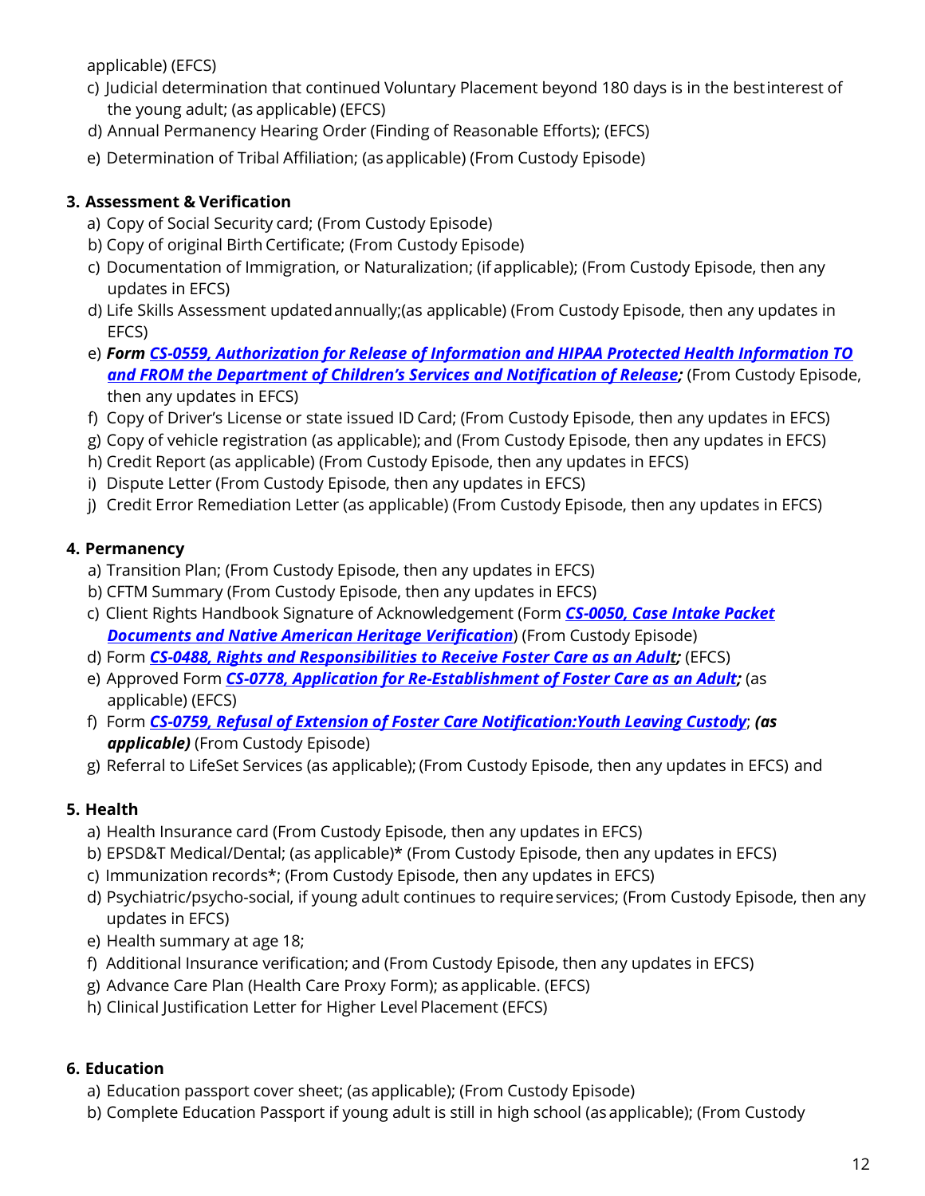applicable) (EFCS)

c) Judicial determination that continued Voluntary Placement beyond 180 days is in the best interest of the young adult; (as applicable) (EFCS)
d) Annual Permanency Hearing Order (Finding of Reasonable Efforts); (EFCS)
e) Determination of Tribal Affiliation; (as applicable) (From Custody Episode)

**3. Assessment & Verification**

a) Copy of Social Security card; (From Custody Episode)
b) Copy of original Birth Certificate; (From Custody Episode)
c) Documentation of Immigration, or Naturalization; (if applicable); (From Custody Episode, then any updates in EFCS)
d) Life Skills Assessment updated annually;(as applicable) (From Custody Episode, then any updates in EFCS)
e) ***Form CS-0559, Authorization for Release of Information and HIPAA Protected Health Information TO and FROM the Department of Children's Services and Notification of Release;*** (From Custody Episode, then any updates in EFCS)
f) Copy of Driver's License or state issued ID Card; (From Custody Episode, then any updates in EFCS)
g) Copy of vehicle registration (as applicable); and (From Custody Episode, then any updates in EFCS)
h) Credit Report (as applicable) (From Custody Episode, then any updates in EFCS)
i) Dispute Letter (From Custody Episode, then any updates in EFCS)
j) Credit Error Remediation Letter (as applicable) (From Custody Episode, then any updates in EFCS)

**4. Permanency**

a) Transition Plan; (From Custody Episode, then any updates in EFCS)
b) CFTM Summary (From Custody Episode, then any updates in EFCS)
c) Client Rights Handbook Signature of Acknowledgement (Form ***CS-0050, Case Intake Packet Documents and Native American Heritage Verification***) (From Custody Episode)
d) Form ***CS-0488, Rights and Responsibilities to Receive Foster Care as an Adult;*** (EFCS)
e) Approved Form ***CS-0778, Application for Re-Establishment of Foster Care as an Adult;*** (as applicable) (EFCS)
f) Form ***CS-0759, Refusal of Extension of Foster Care Notification:Youth Leaving Custody***; ***(as applicable)*** (From Custody Episode)
g) Referral to LifeSet Services (as applicable); (From Custody Episode, then any updates in EFCS) and

**5. Health**

a) Health Insurance card (From Custody Episode, then any updates in EFCS)
b) EPSD&T Medical/Dental; (as applicable)* (From Custody Episode, then any updates in EFCS)
c) Immunization records*; (From Custody Episode, then any updates in EFCS)
d) Psychiatric/psycho-social, if young adult continues to require services; (From Custody Episode, then any updates in EFCS)
e) Health summary at age 18;
f) Additional Insurance verification; and (From Custody Episode, then any updates in EFCS)
g) Advance Care Plan (Health Care Proxy Form); as applicable. (EFCS)
h) Clinical Justification Letter for Higher Level Placement (EFCS)

**6. Education**

a) Education passport cover sheet; (as applicable); (From Custody Episode)
b) Complete Education Passport if young adult is still in high school (as applicable); (From Custody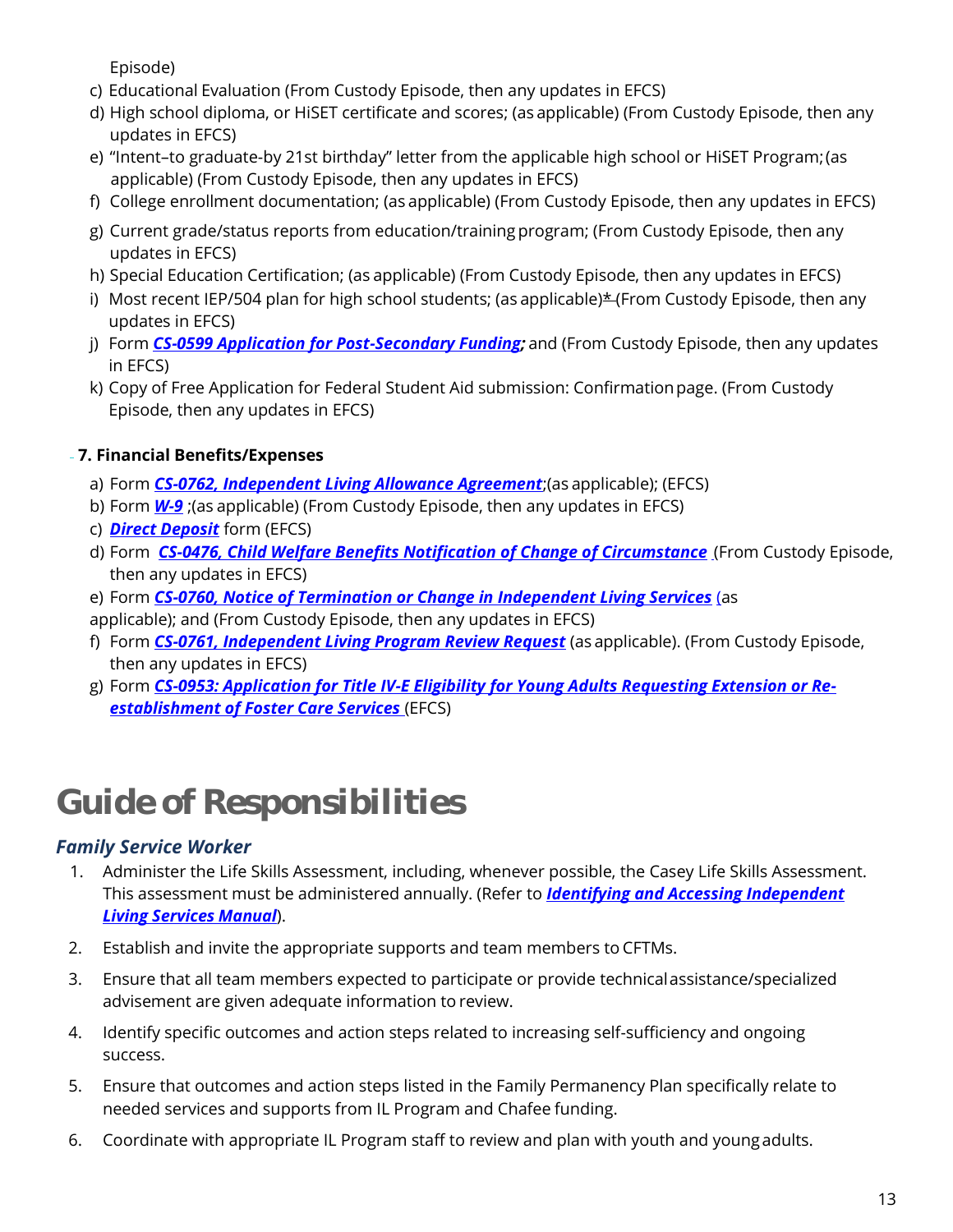Episode)

c) Educational Evaluation (From Custody Episode, then any updates in EFCS)
d) High school diploma, or HiSET certificate and scores; (as applicable) (From Custody Episode, then any updates in EFCS)
e) "Intent–to graduate-by 21st birthday" letter from the applicable high school or HiSET Program; (as applicable) (From Custody Episode, then any updates in EFCS)
f) College enrollment documentation; (as applicable) (From Custody Episode, then any updates in EFCS)
g) Current grade/status reports from education/training program; (From Custody Episode, then any updates in EFCS)
h) Special Education Certification; (as applicable) (From Custody Episode, then any updates in EFCS)
i) Most recent IEP/504 plan for high school students; (as applicable)* (From Custody Episode, then any updates in EFCS)
j) Form ***CS-0599 Application for Post-Secondary Funding;*** and (From Custody Episode, then any updates in EFCS)
k) Copy of Free Application for Federal Student Aid submission: Confirmation page. (From Custody Episode, then any updates in EFCS)

**7. Financial Benefits/Expenses**

a) Form ***CS-0762, Independent Living Allowance Agreement***;(as applicable); (EFCS)
b) Form ***W-9*** ;(as applicable) (From Custody Episode, then any updates in EFCS)
c) ***Direct Deposit*** form (EFCS)
d) Form ***CS-0476, Child Welfare Benefits Notification of Change of Circumstance*** (From Custody Episode, then any updates in EFCS)
e) Form ***CS-0760, Notice of Termination or Change in Independent Living Services*** (as applicable); and (From Custody Episode, then any updates in EFCS)
f) Form ***CS-0761, Independent Living Program Review Request*** (as applicable). (From Custody Episode, then any updates in EFCS)
g) Form ***CS-0953: Application for Title IV-E Eligibility for Young Adults Requesting Extension or Re-establishment of Foster Care Services*** (EFCS)

# Guide of Responsibilities

### *Family Service Worker*

1. Administer the Life Skills Assessment, including, whenever possible, the Casey Life Skills Assessment. This assessment must be administered annually. (Refer to ***Identifying and Accessing Independent Living Services Manual***).
2. Establish and invite the appropriate supports and team members to CFTMs.
3. Ensure that all team members expected to participate or provide technical assistance/specialized advisement are given adequate information to review.
4. Identify specific outcomes and action steps related to increasing self-sufficiency and ongoing success.
5. Ensure that outcomes and action steps listed in the Family Permanency Plan specifically relate to needed services and supports from IL Program and Chafee funding.
6. Coordinate with appropriate IL Program staff to review and plan with youth and young adults.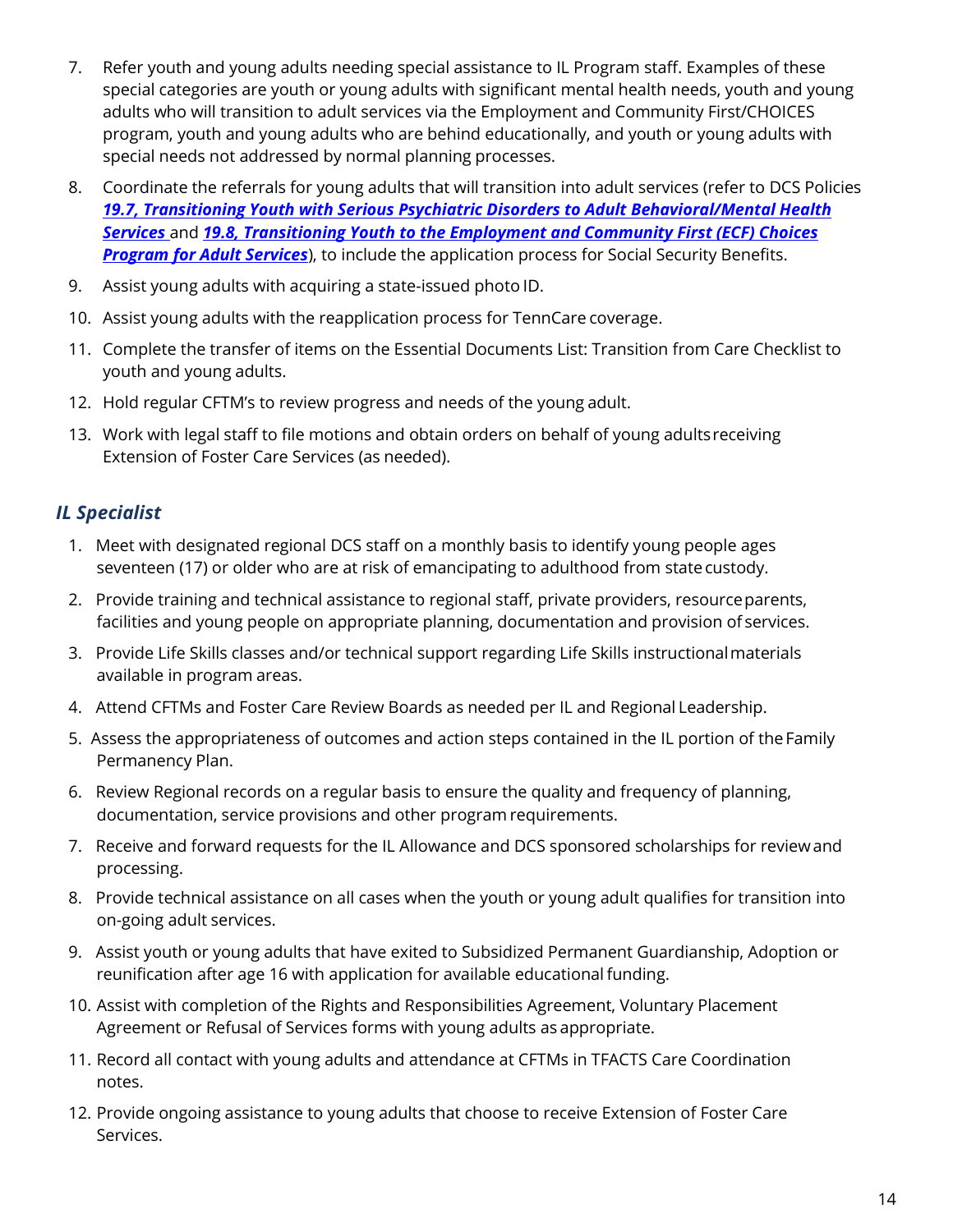7. Refer youth and young adults needing special assistance to IL Program staff. Examples of these special categories are youth or young adults with significant mental health needs, youth and young adults who will transition to adult services via the Employment and Community First/CHOICES program, youth and young adults who are behind educationally, and youth or young adults with special needs not addressed by normal planning processes.
8. Coordinate the referrals for young adults that will transition into adult services (refer to DCS Policies ***19.7, Transitioning Youth with Serious Psychiatric Disorders to Adult Behavioral/Mental Health Services*** and ***19.8, Transitioning Youth to the Employment and Community First (ECF) Choices Program for Adult Services***), to include the application process for Social Security Benefits.
9. Assist young adults with acquiring a state-issued photo ID.
10. Assist young adults with the reapplication process for TennCare coverage.
11. Complete the transfer of items on the Essential Documents List: Transition from Care Checklist to youth and young adults.
12. Hold regular CFTM's to review progress and needs of the young adult.
13. Work with legal staff to file motions and obtain orders on behalf of young adults receiving Extension of Foster Care Services (as needed).

### *IL Specialist*

1. Meet with designated regional DCS staff on a monthly basis to identify young people ages seventeen (17) or older who are at risk of emancipating to adulthood from state custody.
2. Provide training and technical assistance to regional staff, private providers, resource parents, facilities and young people on appropriate planning, documentation and provision of services.
3. Provide Life Skills classes and/or technical support regarding Life Skills instructional materials available in program areas.
4. Attend CFTMs and Foster Care Review Boards as needed per IL and Regional Leadership.
5. Assess the appropriateness of outcomes and action steps contained in the IL portion of the Family Permanency Plan.
6. Review Regional records on a regular basis to ensure the quality and frequency of planning, documentation, service provisions and other program requirements.
7. Receive and forward requests for the IL Allowance and DCS sponsored scholarships for review and processing.
8. Provide technical assistance on all cases when the youth or young adult qualifies for transition into on-going adult services.
9. Assist youth or young adults that have exited to Subsidized Permanent Guardianship, Adoption or reunification after age 16 with application for available educational funding.
10. Assist with completion of the Rights and Responsibilities Agreement, Voluntary Placement Agreement or Refusal of Services forms with young adults as appropriate.
11. Record all contact with young adults and attendance at CFTMs in TFACTS Care Coordination notes.
12. Provide ongoing assistance to young adults that choose to receive Extension of Foster Care Services.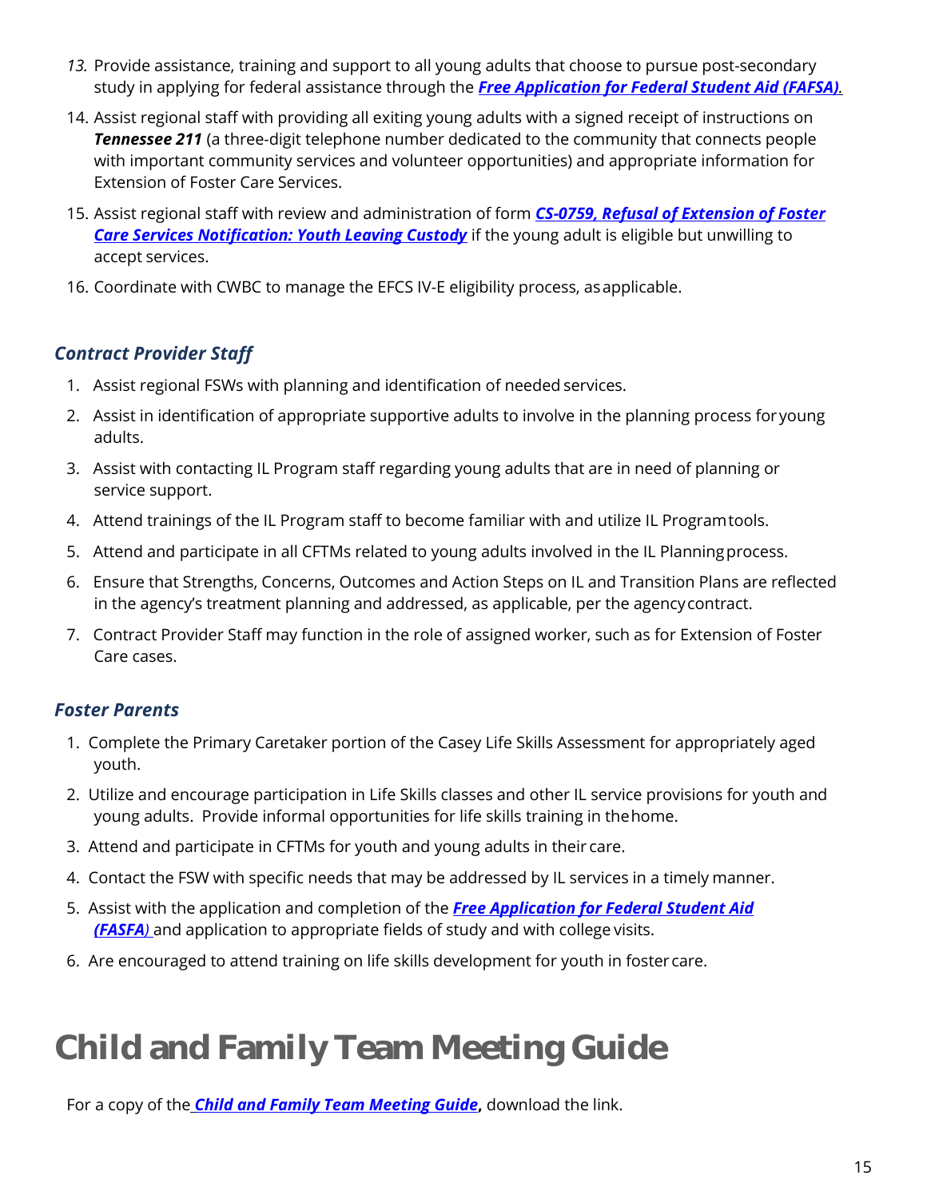13. Provide assistance, training and support to all young adults that choose to pursue post-secondary study in applying for federal assistance through the ***Free Application for Federal Student Aid (FAFSA).***

14. Assist regional staff with providing all exiting young adults with a signed receipt of instructions on ***Tennessee 211*** (a three-digit telephone number dedicated to the community that connects people with important community services and volunteer opportunities) and appropriate information for Extension of Foster Care Services.

15. Assist regional staff with review and administration of form ***CS-0759, Refusal of Extension of Foster Care Services Notification: Youth Leaving Custody*** if the young adult is eligible but unwilling to accept services.

16. Coordinate with CWBC to manage the EFCS IV-E eligibility process, as applicable.

### *Contract Provider Staff*

1. Assist regional FSWs with planning and identification of needed services.
2. Assist in identification of appropriate supportive adults to involve in the planning process for young adults.
3. Assist with contacting IL Program staff regarding young adults that are in need of planning or service support.
4. Attend trainings of the IL Program staff to become familiar with and utilize IL Program tools.
5. Attend and participate in all CFTMs related to young adults involved in the IL Planning process.
6. Ensure that Strengths, Concerns, Outcomes and Action Steps on IL and Transition Plans are reflected in the agency's treatment planning and addressed, as applicable, per the agency contract.
7. Contract Provider Staff may function in the role of assigned worker, such as for Extension of Foster Care cases.

### *Foster Parents*

1. Complete the Primary Caretaker portion of the Casey Life Skills Assessment for appropriately aged youth.
2. Utilize and encourage participation in Life Skills classes and other IL service provisions for youth and young adults. Provide informal opportunities for life skills training in the home.
3. Attend and participate in CFTMs for youth and young adults in their care.
4. Contact the FSW with specific needs that may be addressed by IL services in a timely manner.
5. Assist with the application and completion of the ***Free Application for Federal Student Aid (FASFA)*** and application to appropriate fields of study and with college visits.
6. Are encouraged to attend training on life skills development for youth in foster care.

# Child and Family Team Meeting Guide

For a copy of the ***Child and Family Team Meeting Guide*****,** download the link.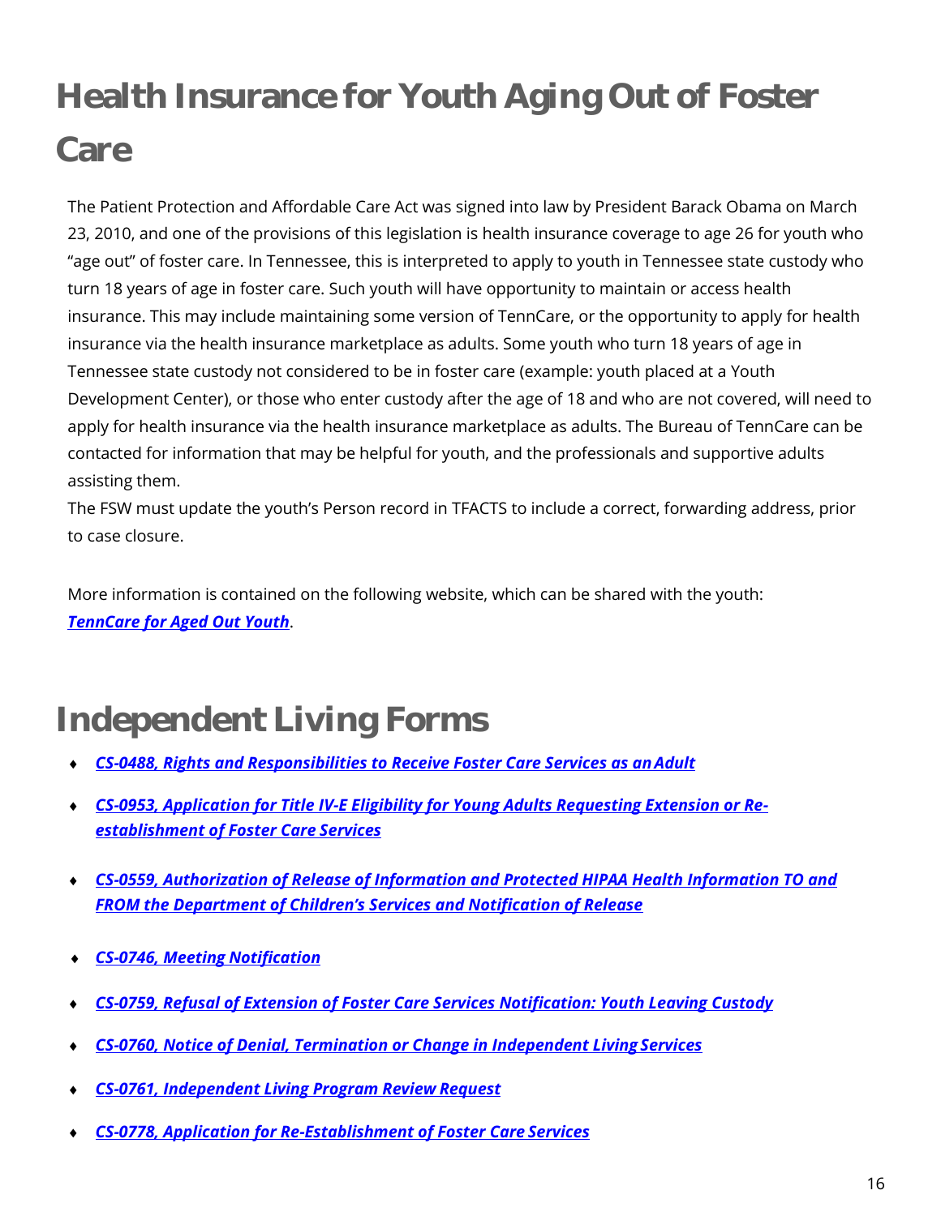# Health Insurance for Youth Aging Out of Foster Care

The Patient Protection and Affordable Care Act was signed into law by President Barack Obama on March 23, 2010, and one of the provisions of this legislation is health insurance coverage to age 26 for youth who "age out" of foster care. In Tennessee, this is interpreted to apply to youth in Tennessee state custody who turn 18 years of age in foster care. Such youth will have opportunity to maintain or access health insurance. This may include maintaining some version of TennCare, or the opportunity to apply for health insurance via the health insurance marketplace as adults. Some youth who turn 18 years of age in Tennessee state custody not considered to be in foster care (example: youth placed at a Youth Development Center), or those who enter custody after the age of 18 and who are not covered, will need to apply for health insurance via the health insurance marketplace as adults. The Bureau of TennCare can be contacted for information that may be helpful for youth, and the professionals and supportive adults assisting them.

The FSW must update the youth's Person record in TFACTS to include a correct, forwarding address, prior to case closure.

More information is contained on the following website, which can be shared with the youth: ***TennCare for Aged Out Youth***.

# Independent Living Forms

- ***CS-0488, Rights and Responsibilities to Receive Foster Care Services as an Adult***
- ***CS-0953, Application for Title IV-E Eligibility for Young Adults Requesting Extension or Re-establishment of Foster Care Services***
- ***CS-0559, Authorization of Release of Information and Protected HIPAA Health Information TO and FROM the Department of Children's Services and Notification of Release***
- ***CS-0746, Meeting Notification***
- ***CS-0759, Refusal of Extension of Foster Care Services Notification: Youth Leaving Custody***
- ***CS-0760, Notice of Denial, Termination or Change in Independent Living Services***
- ***CS-0761, Independent Living Program Review Request***
- ***CS-0778, Application for Re-Establishment of Foster Care Services***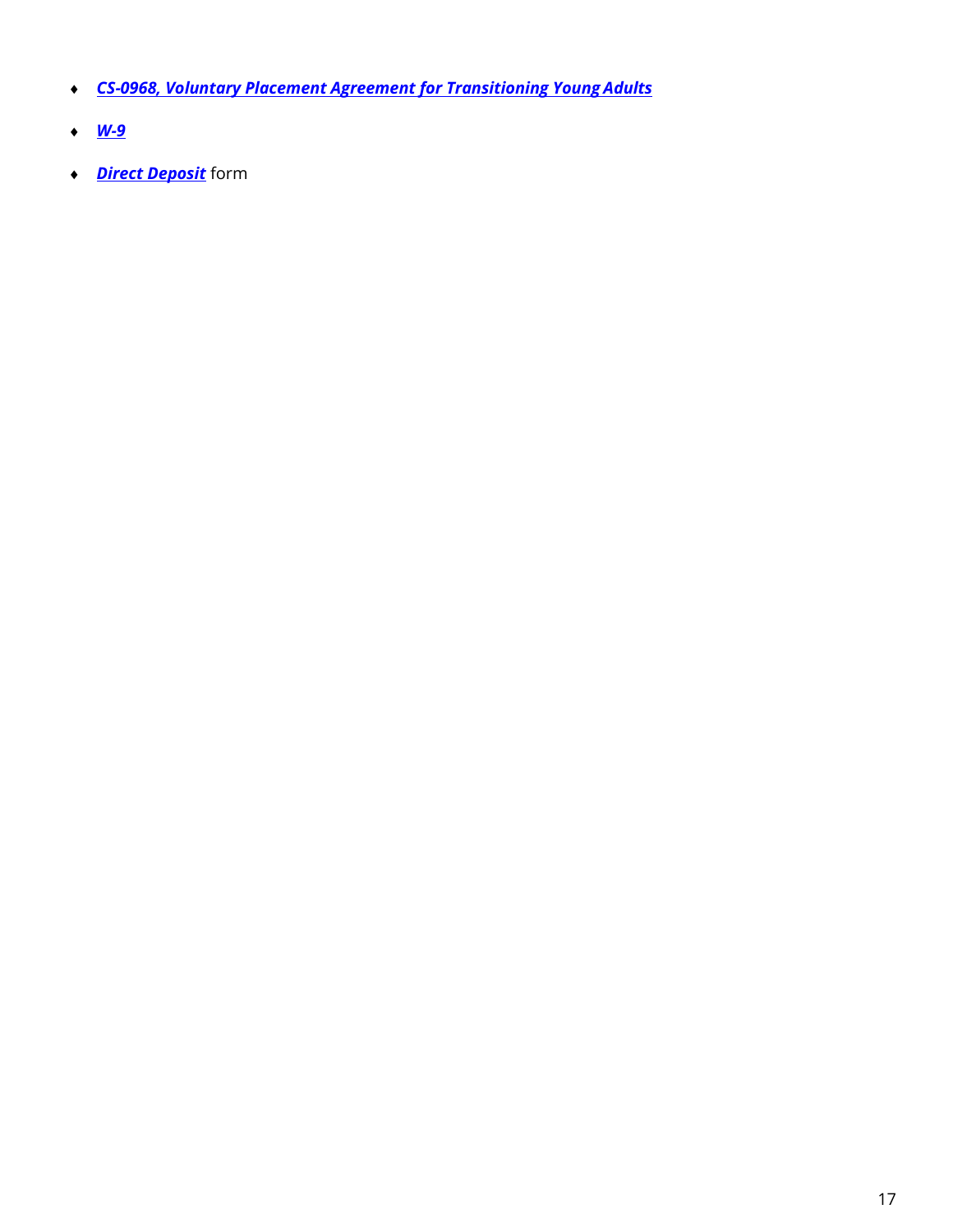- ***CS-0968, Voluntary Placement Agreement for Transitioning Young Adults***
- ***W-9***
- ***Direct Deposit*** form